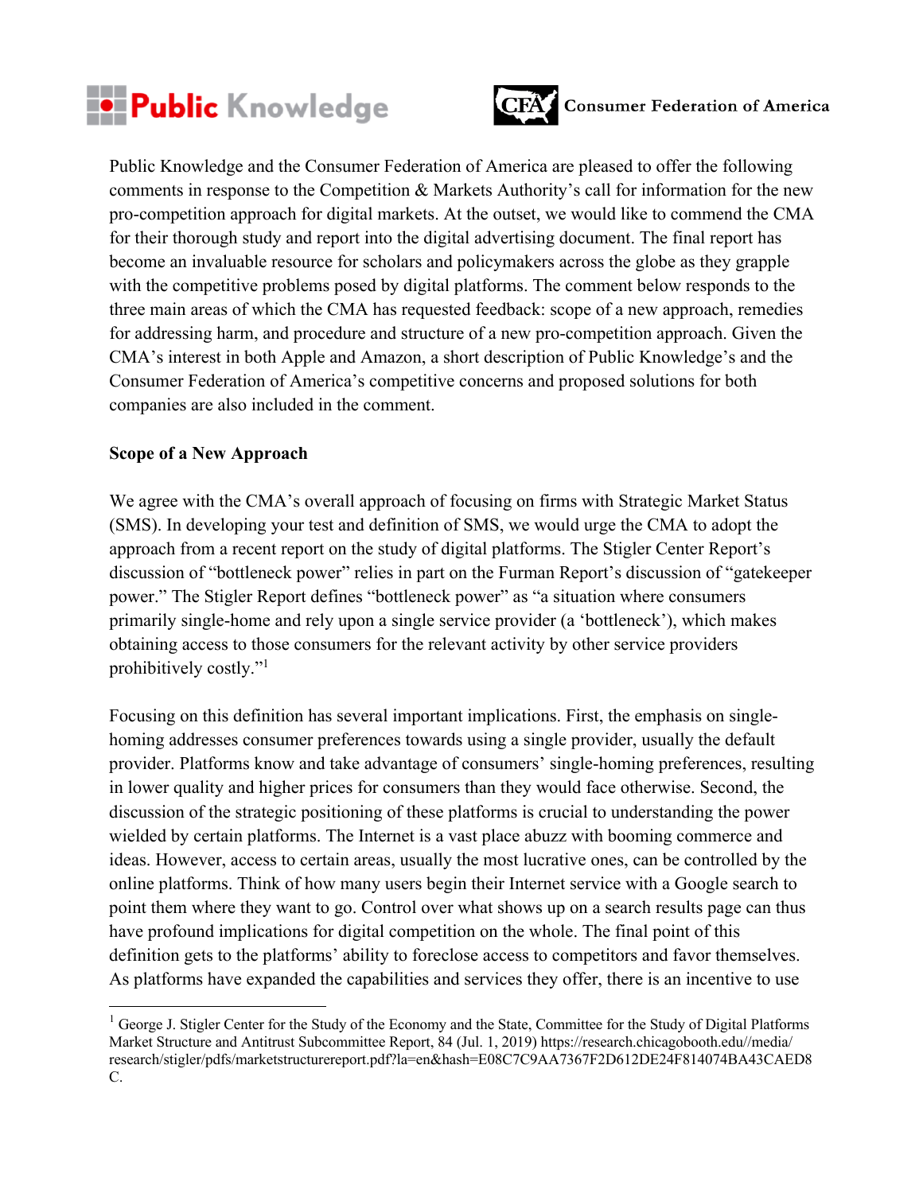Public Knowledge Consumer Federation of America

Public Knowledge and the Consumer Federation of America are pleased to offer the following comments in response to the Competition & Markets Authority's call for information for the new pro-competition approach for digital markets. At the outset, we would like to commend the CMA for their thorough study and report into the digital advertising document. The final report has become an invaluable resource for scholars and policymakers across the globe as they grapple with the competitive problems posed by digital platforms. The comment below responds to the three main areas of which the CMA has requested feedback: scope of a new approach, remedies for addressing harm, and procedure and structure of a new pro-competition approach. Given the CMA's interest in both Apple and Amazon, a short description of Public Knowledge's and the Consumer Federation of America's competitive concerns and proposed solutions for both companies are also included in the comment.

**Scope of a New Approach**

We agree with the CMA's overall approach of focusing on firms with Strategic Market Status (SMS). In developing your test and definition of SMS, we would urge the CMA to adopt the approach from a recent report on the study of digital platforms. The Stigler Center Report's discussion of "bottleneck power" relies in part on the Furman Report's discussion of "gatekeeper power." The Stigler Report defines "bottleneck power" as "a situation where consumers primarily single-home and rely upon a single service provider (a 'bottleneck'), which makes obtaining access to those consumers for the relevant activity by other service providers prohibitively costly."[1]

Focusing on this definition has several important implications. First, the emphasis on single-homing addresses consumer preferences towards using a single provider, usually the default provider. Platforms know and take advantage of consumers' single-homing preferences, resulting in lower quality and higher prices for consumers than they would face otherwise. Second, the discussion of the strategic positioning of these platforms is crucial to understanding the power wielded by certain platforms. The Internet is a vast place abuzz with booming commerce and ideas. However, access to certain areas, usually the most lucrative ones, can be controlled by the online platforms. Think of how many users begin their Internet service with a Google search to point them where they want to go. Control over what shows up on a search results page can thus have profound implications for digital competition on the whole. The final point of this definition gets to the platforms' ability to foreclose access to competitors and favor themselves. As platforms have expanded the capabilities and services they offer, there is an incentive to use

[1] George J. Stigler Center for the Study of the Economy and the State, Committee for the Study of Digital Platforms Market Structure and Antitrust Subcommittee Report, 84 (Jul. 1, 2019) https://research.chicagobooth.edu//media/research/stigler/pdfs/marketstructurereport.pdf?la=en&hash=E08C7C9AA7367F2D612DE24F814074BA43CAED8C.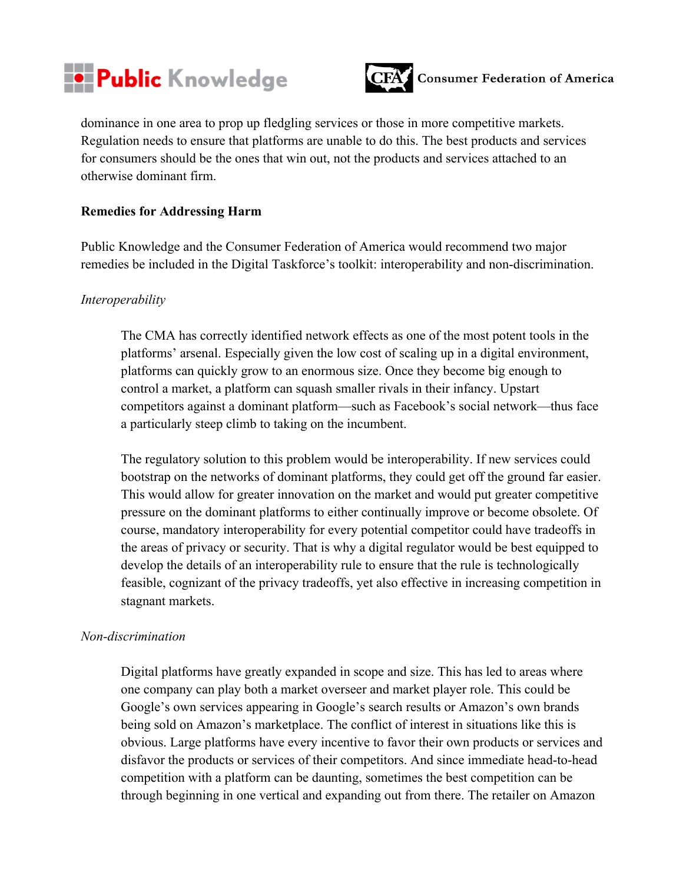dominance in one area to prop up fledgling services or those in more competitive markets. Regulation needs to ensure that platforms are unable to do this. The best products and services for consumers should be the ones that win out, not the products and services attached to an otherwise dominant firm.

**Remedies for Addressing Harm**

Public Knowledge and the Consumer Federation of America would recommend two major remedies be included in the Digital Taskforce's toolkit: interoperability and non-discrimination.

*Interoperability*

> The CMA has correctly identified network effects as one of the most potent tools in the platforms' arsenal. Especially given the low cost of scaling up in a digital environment, platforms can quickly grow to an enormous size. Once they become big enough to control a market, a platform can squash smaller rivals in their infancy. Upstart competitors against a dominant platform—such as Facebook's social network—thus face a particularly steep climb to taking on the incumbent.
>
> The regulatory solution to this problem would be interoperability. If new services could bootstrap on the networks of dominant platforms, they could get off the ground far easier. This would allow for greater innovation on the market and would put greater competitive pressure on the dominant platforms to either continually improve or become obsolete. Of course, mandatory interoperability for every potential competitor could have tradeoffs in the areas of privacy or security. That is why a digital regulator would be best equipped to develop the details of an interoperability rule to ensure that the rule is technologically feasible, cognizant of the privacy tradeoffs, yet also effective in increasing competition in stagnant markets.

*Non-discrimination*

> Digital platforms have greatly expanded in scope and size. This has led to areas where one company can play both a market overseer and market player role. This could be Google's own services appearing in Google's search results or Amazon's own brands being sold on Amazon's marketplace. The conflict of interest in situations like this is obvious. Large platforms have every incentive to favor their own products or services and disfavor the products or services of their competitors. And since immediate head-to-head competition with a platform can be daunting, sometimes the best competition can be through beginning in one vertical and expanding out from there. The retailer on Amazon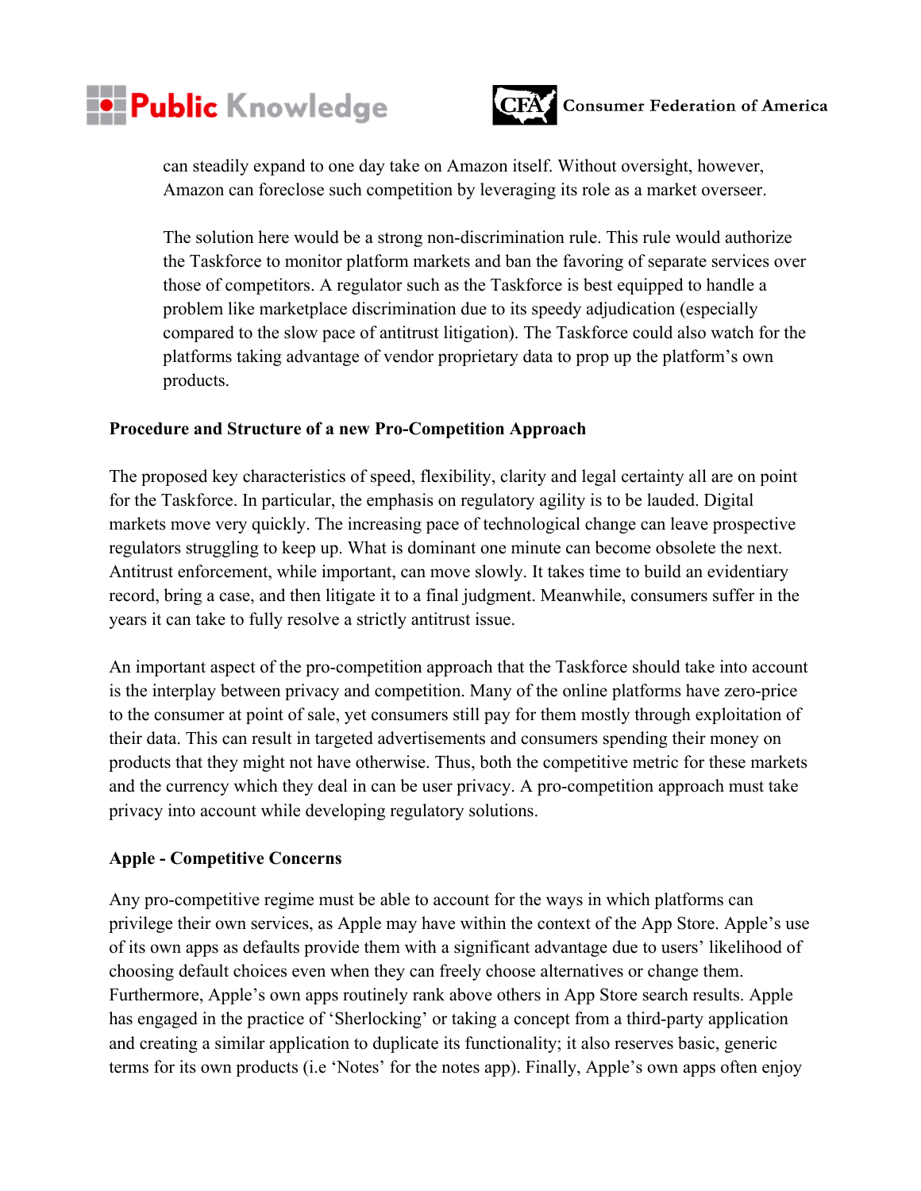can steadily expand to one day take on Amazon itself. Without oversight, however, Amazon can foreclose such competition by leveraging its role as a market overseer.

The solution here would be a strong non-discrimination rule. This rule would authorize the Taskforce to monitor platform markets and ban the favoring of separate services over those of competitors. A regulator such as the Taskforce is best equipped to handle a problem like marketplace discrimination due to its speedy adjudication (especially compared to the slow pace of antitrust litigation). The Taskforce could also watch for the platforms taking advantage of vendor proprietary data to prop up the platform's own products.

**Procedure and Structure of a new Pro-Competition Approach**

The proposed key characteristics of speed, flexibility, clarity and legal certainty all are on point for the Taskforce. In particular, the emphasis on regulatory agility is to be lauded. Digital markets move very quickly. The increasing pace of technological change can leave prospective regulators struggling to keep up. What is dominant one minute can become obsolete the next. Antitrust enforcement, while important, can move slowly. It takes time to build an evidentiary record, bring a case, and then litigate it to a final judgment. Meanwhile, consumers suffer in the years it can take to fully resolve a strictly antitrust issue.

An important aspect of the pro-competition approach that the Taskforce should take into account is the interplay between privacy and competition. Many of the online platforms have zero-price to the consumer at point of sale, yet consumers still pay for them mostly through exploitation of their data. This can result in targeted advertisements and consumers spending their money on products that they might not have otherwise. Thus, both the competitive metric for these markets and the currency which they deal in can be user privacy. A pro-competition approach must take privacy into account while developing regulatory solutions.

**Apple - Competitive Concerns**

Any pro-competitive regime must be able to account for the ways in which platforms can privilege their own services, as Apple may have within the context of the App Store. Apple's use of its own apps as defaults provide them with a significant advantage due to users' likelihood of choosing default choices even when they can freely choose alternatives or change them. Furthermore, Apple's own apps routinely rank above others in App Store search results. Apple has engaged in the practice of 'Sherlocking' or taking a concept from a third-party application and creating a similar application to duplicate its functionality; it also reserves basic, generic terms for its own products (i.e 'Notes' for the notes app). Finally, Apple's own apps often enjoy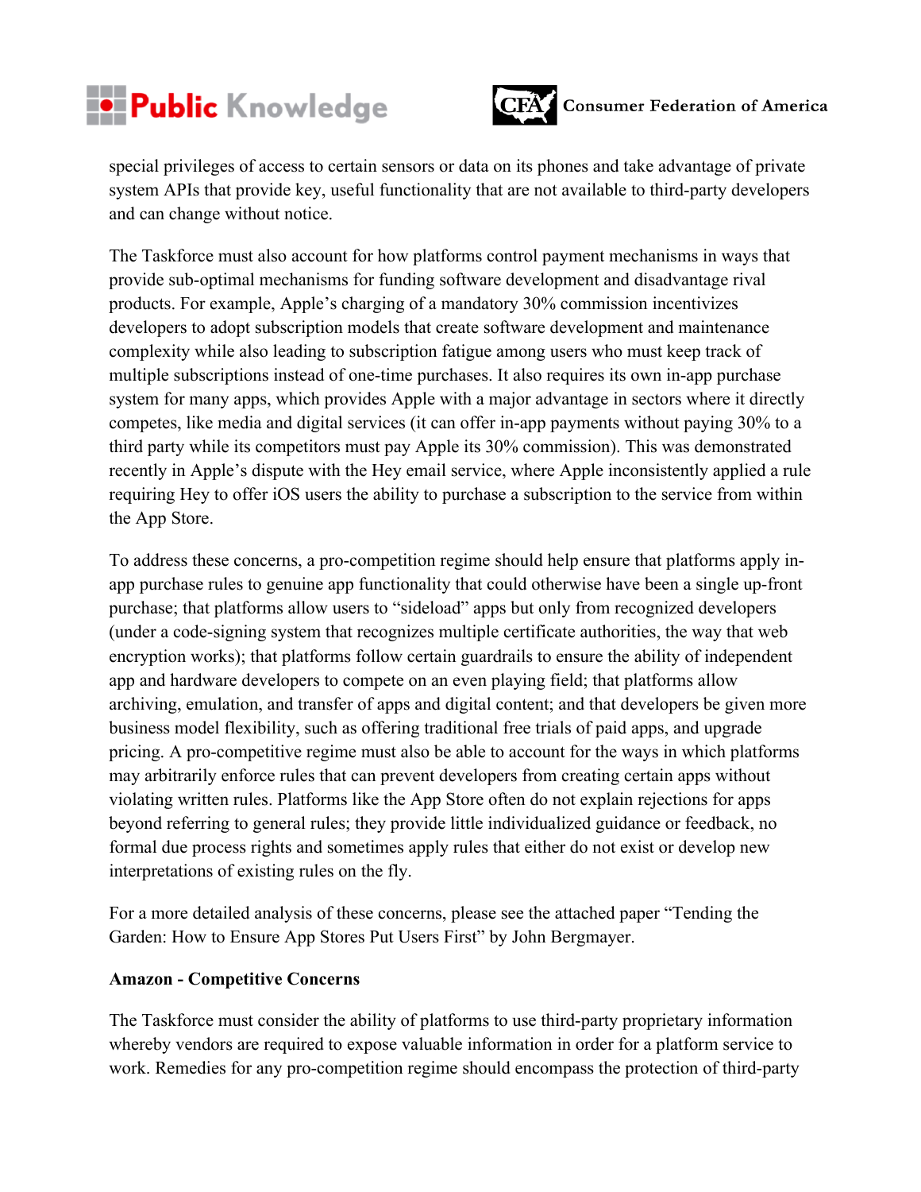special privileges of access to certain sensors or data on its phones and take advantage of private system APIs that provide key, useful functionality that are not available to third-party developers and can change without notice.

The Taskforce must also account for how platforms control payment mechanisms in ways that provide sub-optimal mechanisms for funding software development and disadvantage rival products. For example, Apple's charging of a mandatory 30% commission incentivizes developers to adopt subscription models that create software development and maintenance complexity while also leading to subscription fatigue among users who must keep track of multiple subscriptions instead of one-time purchases. It also requires its own in-app purchase system for many apps, which provides Apple with a major advantage in sectors where it directly competes, like media and digital services (it can offer in-app payments without paying 30% to a third party while its competitors must pay Apple its 30% commission). This was demonstrated recently in Apple's dispute with the Hey email service, where Apple inconsistently applied a rule requiring Hey to offer iOS users the ability to purchase a subscription to the service from within the App Store.

To address these concerns, a pro-competition regime should help ensure that platforms apply in-app purchase rules to genuine app functionality that could otherwise have been a single up-front purchase; that platforms allow users to "sideload" apps but only from recognized developers (under a code-signing system that recognizes multiple certificate authorities, the way that web encryption works); that platforms follow certain guardrails to ensure the ability of independent app and hardware developers to compete on an even playing field; that platforms allow archiving, emulation, and transfer of apps and digital content; and that developers be given more business model flexibility, such as offering traditional free trials of paid apps, and upgrade pricing. A pro-competitive regime must also be able to account for the ways in which platforms may arbitrarily enforce rules that can prevent developers from creating certain apps without violating written rules. Platforms like the App Store often do not explain rejections for apps beyond referring to general rules; they provide little individualized guidance or feedback, no formal due process rights and sometimes apply rules that either do not exist or develop new interpretations of existing rules on the fly.

For a more detailed analysis of these concerns, please see the attached paper "Tending the Garden: How to Ensure App Stores Put Users First" by John Bergmayer.

**Amazon - Competitive Concerns**

The Taskforce must consider the ability of platforms to use third-party proprietary information whereby vendors are required to expose valuable information in order for a platform service to work. Remedies for any pro-competition regime should encompass the protection of third-party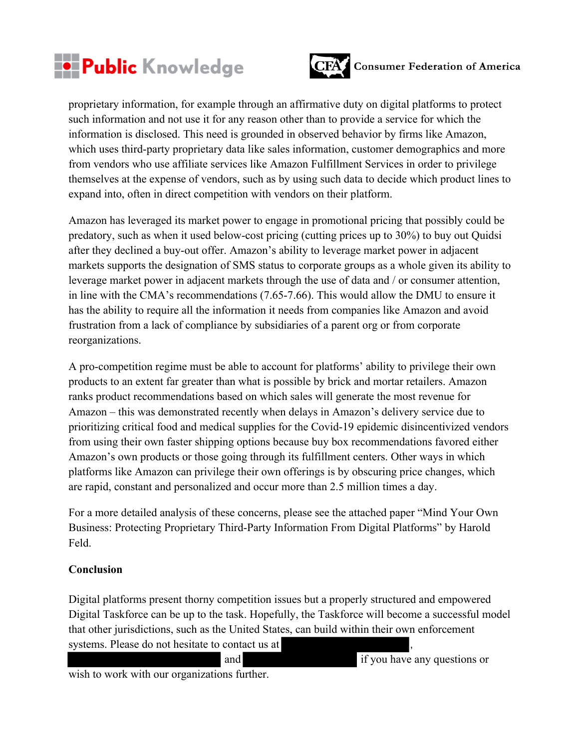proprietary information, for example through an affirmative duty on digital platforms to protect such information and not use it for any reason other than to provide a service for which the information is disclosed. This need is grounded in observed behavior by firms like Amazon, which uses third-party proprietary data like sales information, customer demographics and more from vendors who use affiliate services like Amazon Fulfillment Services in order to privilege themselves at the expense of vendors, such as by using such data to decide which product lines to expand into, often in direct competition with vendors on their platform.

Amazon has leveraged its market power to engage in promotional pricing that possibly could be predatory, such as when it used below-cost pricing (cutting prices up to 30%) to buy out Quidsi after they declined a buy-out offer. Amazon's ability to leverage market power in adjacent markets supports the designation of SMS status to corporate groups as a whole given its ability to leverage market power in adjacent markets through the use of data and / or consumer attention, in line with the CMA's recommendations (7.65-7.66). This would allow the DMU to ensure it has the ability to require all the information it needs from companies like Amazon and avoid frustration from a lack of compliance by subsidiaries of a parent org or from corporate reorganizations.

A pro-competition regime must be able to account for platforms' ability to privilege their own products to an extent far greater than what is possible by brick and mortar retailers. Amazon ranks product recommendations based on which sales will generate the most revenue for Amazon – this was demonstrated recently when delays in Amazon's delivery service due to prioritizing critical food and medical supplies for the Covid-19 epidemic disincentivized vendors from using their own faster shipping options because buy box recommendations favored either Amazon's own products or those going through its fulfillment centers. Other ways in which platforms like Amazon can privilege their own offerings is by obscuring price changes, which are rapid, constant and personalized and occur more than 2.5 million times a day.

For a more detailed analysis of these concerns, please see the attached paper "Mind Your Own Business: Protecting Proprietary Third-Party Information From Digital Platforms" by Harold Feld.

**Conclusion**

Digital platforms present thorny competition issues but a properly structured and empowered Digital Taskforce can be up to the task. Hopefully, the Taskforce will become a successful model that other jurisdictions, such as the United States, can build within their own enforcement systems. Please do not hesitate to contact us at [REDACTED], [REDACTED] and [REDACTED] if you have any questions or wish to work with our organizations further.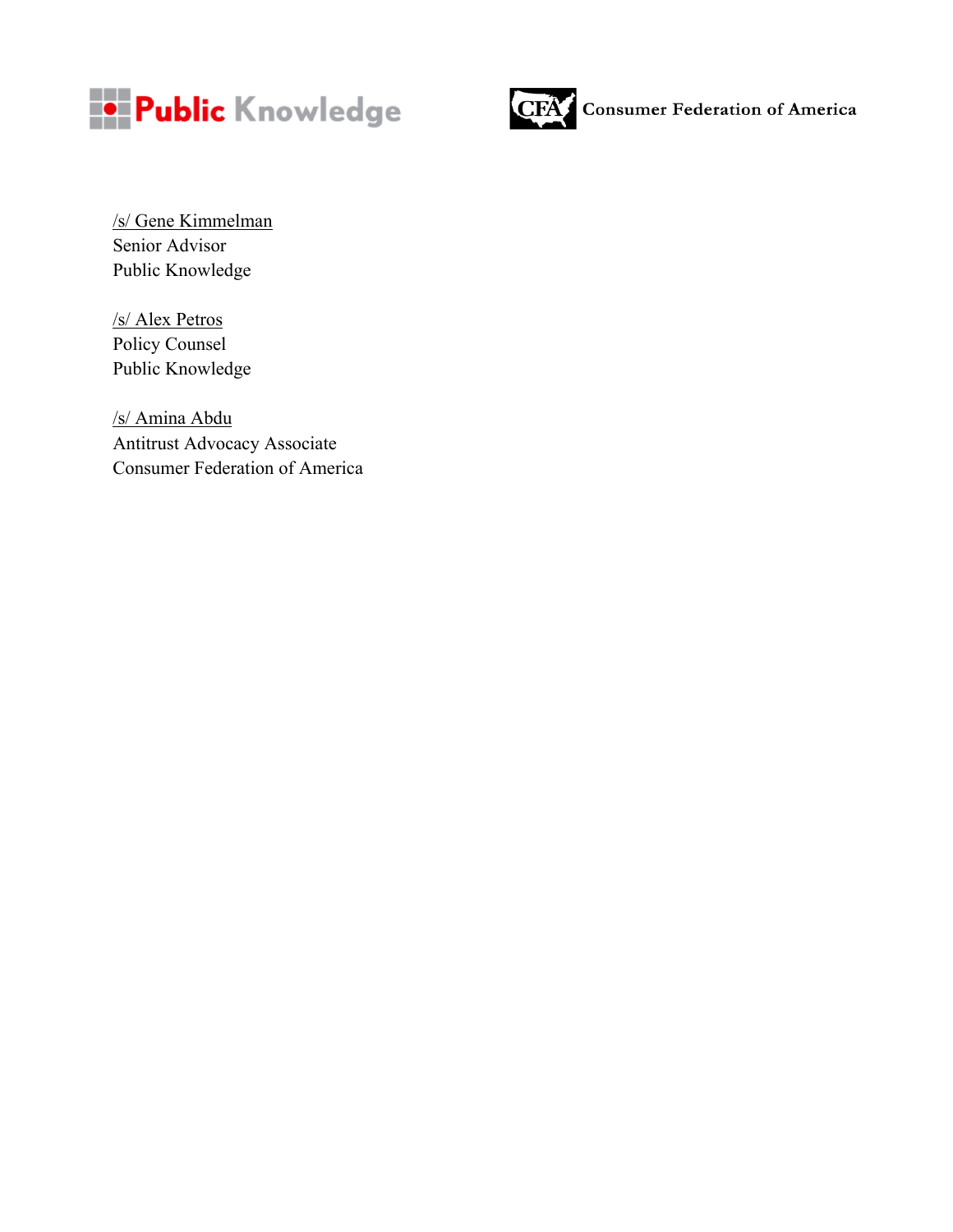Public Knowledge

Consumer Federation of America

/s/ Gene Kimmelman
Senior Advisor
Public Knowledge

/s/ Alex Petros
Policy Counsel
Public Knowledge

/s/ Amina Abdu
Antitrust Advocacy Associate
Consumer Federation of America